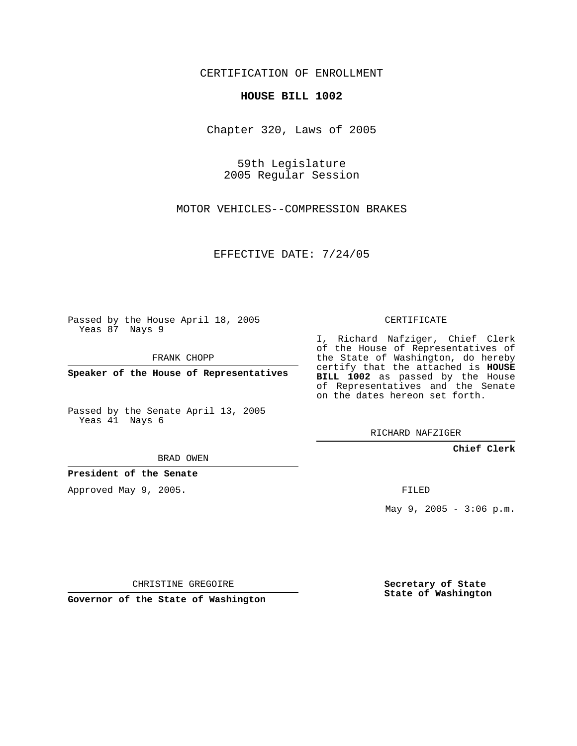CERTIFICATION OF ENROLLMENT

**HOUSE BILL 1002**

Chapter 320, Laws of 2005

59th Legislature
2005 Regular Session

MOTOR VEHICLES--COMPRESSION BRAKES

EFFECTIVE DATE: 7/24/05

Passed by the House April 18, 2005
Yeas 87 Nays 9

FRANK CHOPP

**Speaker of the House of Representatives**

Passed by the Senate April 13, 2005
Yeas 41 Nays 6

BRAD OWEN

**President of the Senate**

Approved May 9, 2005.

CHRISTINE GREGOIRE

**Governor of the State of Washington**

CERTIFICATE

I, Richard Nafziger, Chief Clerk of the House of Representatives of the State of Washington, do hereby certify that the attached is **HOUSE BILL 1002** as passed by the House of Representatives and the Senate on the dates hereon set forth.

RICHARD NAFZIGER

**Chief Clerk**

FILED

May 9, 2005 - 3:06 p.m.

**Secretary of State**
**State of Washington**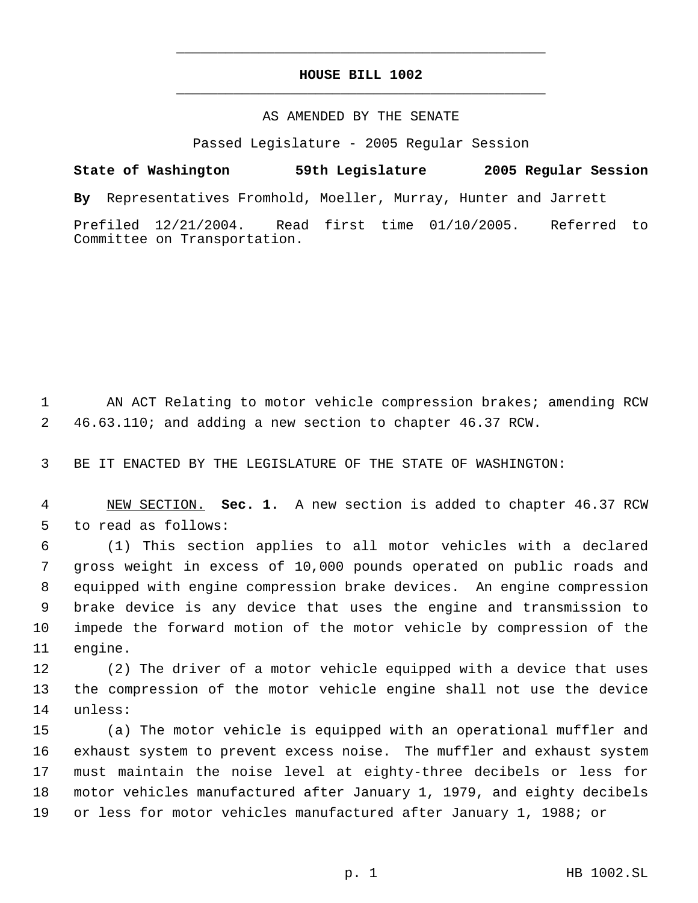# HOUSE BILL 1002

AS AMENDED BY THE SENATE

Passed Legislature - 2005 Regular Session

**State of Washington 59th Legislature 2005 Regular Session**

**By** Representatives Fromhold, Moeller, Murray, Hunter and Jarrett

Prefiled 12/21/2004. Read first time 01/10/2005. Referred to Committee on Transportation.

AN ACT Relating to motor vehicle compression brakes; amending RCW 46.63.110; and adding a new section to chapter 46.37 RCW.

BE IT ENACTED BY THE LEGISLATURE OF THE STATE OF WASHINGTON:

NEW SECTION. **Sec. 1.** A new section is added to chapter 46.37 RCW to read as follows:

(1) This section applies to all motor vehicles with a declared gross weight in excess of 10,000 pounds operated on public roads and equipped with engine compression brake devices. An engine compression brake device is any device that uses the engine and transmission to impede the forward motion of the motor vehicle by compression of the engine.

(2) The driver of a motor vehicle equipped with a device that uses the compression of the motor vehicle engine shall not use the device unless:

(a) The motor vehicle is equipped with an operational muffler and exhaust system to prevent excess noise. The muffler and exhaust system must maintain the noise level at eighty-three decibels or less for motor vehicles manufactured after January 1, 1979, and eighty decibels or less for motor vehicles manufactured after January 1, 1988; or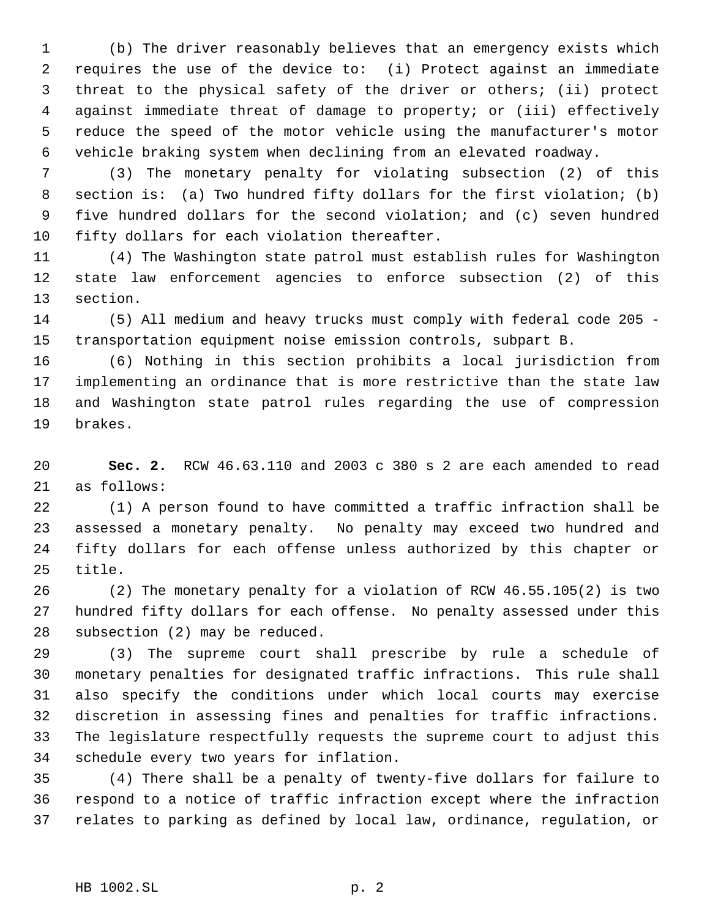(b) The driver reasonably believes that an emergency exists which requires the use of the device to: (i) Protect against an immediate threat to the physical safety of the driver or others; (ii) protect against immediate threat of damage to property; or (iii) effectively reduce the speed of the motor vehicle using the manufacturer's motor vehicle braking system when declining from an elevated roadway.

(3) The monetary penalty for violating subsection (2) of this section is: (a) Two hundred fifty dollars for the first violation; (b) five hundred dollars for the second violation; and (c) seven hundred fifty dollars for each violation thereafter.

(4) The Washington state patrol must establish rules for Washington state law enforcement agencies to enforce subsection (2) of this section.

(5) All medium and heavy trucks must comply with federal code 205 - transportation equipment noise emission controls, subpart B.

(6) Nothing in this section prohibits a local jurisdiction from implementing an ordinance that is more restrictive than the state law and Washington state patrol rules regarding the use of compression brakes.

**Sec. 2.** RCW 46.63.110 and 2003 c 380 s 2 are each amended to read as follows:

(1) A person found to have committed a traffic infraction shall be assessed a monetary penalty. No penalty may exceed two hundred and fifty dollars for each offense unless authorized by this chapter or title.

(2) The monetary penalty for a violation of RCW 46.55.105(2) is two hundred fifty dollars for each offense. No penalty assessed under this subsection (2) may be reduced.

(3) The supreme court shall prescribe by rule a schedule of monetary penalties for designated traffic infractions. This rule shall also specify the conditions under which local courts may exercise discretion in assessing fines and penalties for traffic infractions. The legislature respectfully requests the supreme court to adjust this schedule every two years for inflation.

(4) There shall be a penalty of twenty-five dollars for failure to respond to a notice of traffic infraction except where the infraction relates to parking as defined by local law, ordinance, regulation, or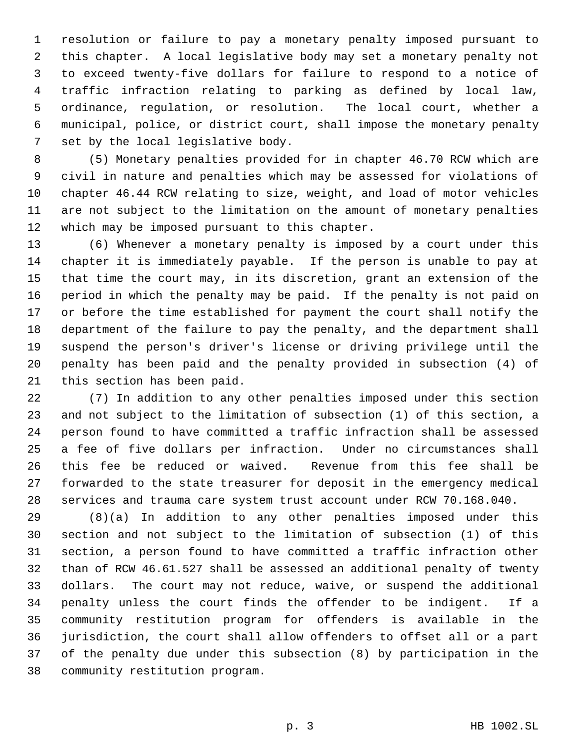resolution or failure to pay a monetary penalty imposed pursuant to this chapter. A local legislative body may set a monetary penalty not to exceed twenty-five dollars for failure to respond to a notice of traffic infraction relating to parking as defined by local law, ordinance, regulation, or resolution. The local court, whether a municipal, police, or district court, shall impose the monetary penalty set by the local legislative body.

(5) Monetary penalties provided for in chapter 46.70 RCW which are civil in nature and penalties which may be assessed for violations of chapter 46.44 RCW relating to size, weight, and load of motor vehicles are not subject to the limitation on the amount of monetary penalties which may be imposed pursuant to this chapter.

(6) Whenever a monetary penalty is imposed by a court under this chapter it is immediately payable. If the person is unable to pay at that time the court may, in its discretion, grant an extension of the period in which the penalty may be paid. If the penalty is not paid on or before the time established for payment the court shall notify the department of the failure to pay the penalty, and the department shall suspend the person's driver's license or driving privilege until the penalty has been paid and the penalty provided in subsection (4) of this section has been paid.

(7) In addition to any other penalties imposed under this section and not subject to the limitation of subsection (1) of this section, a person found to have committed a traffic infraction shall be assessed a fee of five dollars per infraction. Under no circumstances shall this fee be reduced or waived. Revenue from this fee shall be forwarded to the state treasurer for deposit in the emergency medical services and trauma care system trust account under RCW 70.168.040.

(8)(a) In addition to any other penalties imposed under this section and not subject to the limitation of subsection (1) of this section, a person found to have committed a traffic infraction other than of RCW 46.61.527 shall be assessed an additional penalty of twenty dollars. The court may not reduce, waive, or suspend the additional penalty unless the court finds the offender to be indigent. If a community restitution program for offenders is available in the jurisdiction, the court shall allow offenders to offset all or a part of the penalty due under this subsection (8) by participation in the community restitution program.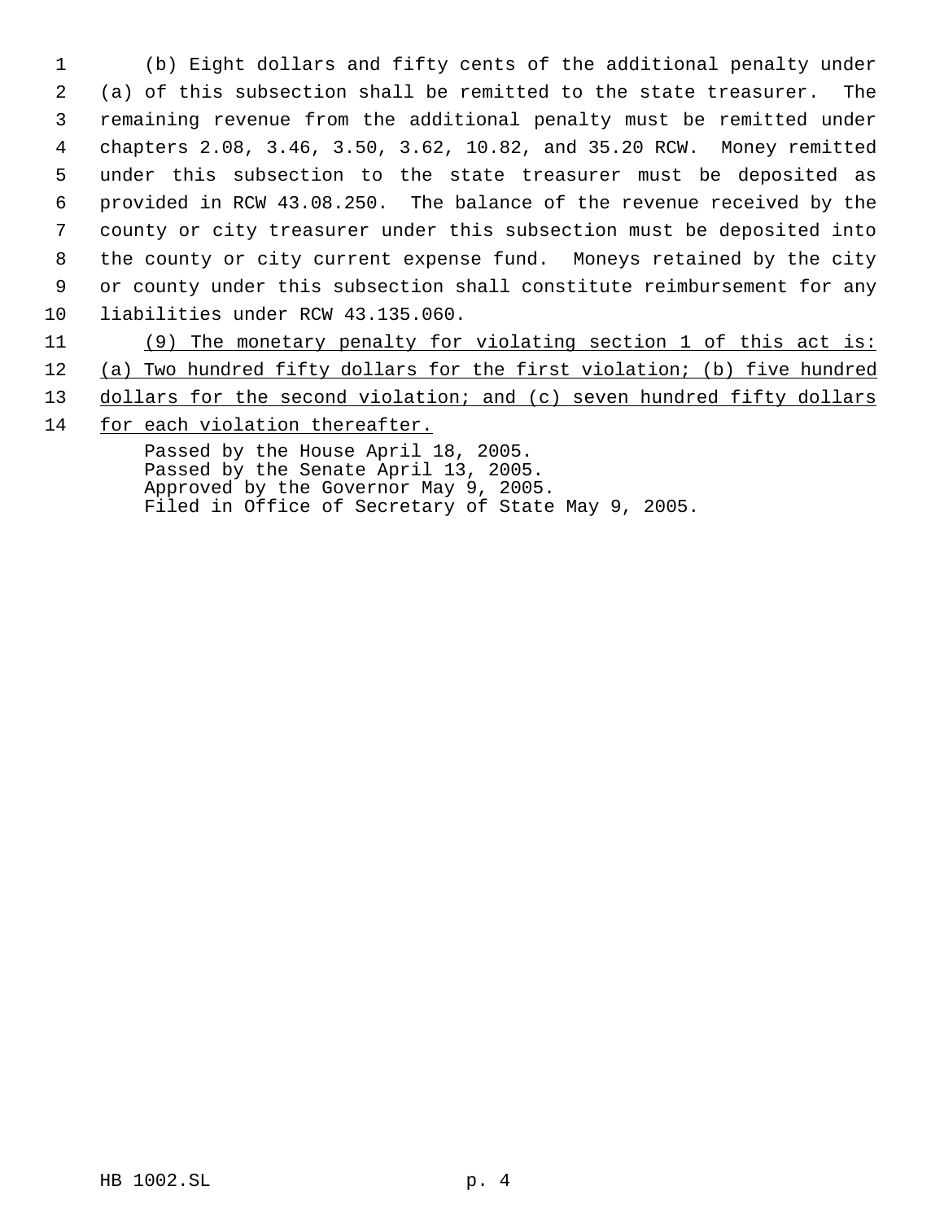(b) Eight dollars and fifty cents of the additional penalty under (a) of this subsection shall be remitted to the state treasurer. The remaining revenue from the additional penalty must be remitted under chapters 2.08, 3.46, 3.50, 3.62, 10.82, and 35.20 RCW. Money remitted under this subsection to the state treasurer must be deposited as provided in RCW 43.08.250. The balance of the revenue received by the county or city treasurer under this subsection must be deposited into the county or city current expense fund. Moneys retained by the city or county under this subsection shall constitute reimbursement for any liabilities under RCW 43.135.060.

(9) The monetary penalty for violating section 1 of this act is: (a) Two hundred fifty dollars for the first violation; (b) five hundred dollars for the second violation; and (c) seven hundred fifty dollars for each violation thereafter.

Passed by the House April 18, 2005.
Passed by the Senate April 13, 2005.
Approved by the Governor May 9, 2005.
Filed in Office of Secretary of State May 9, 2005.